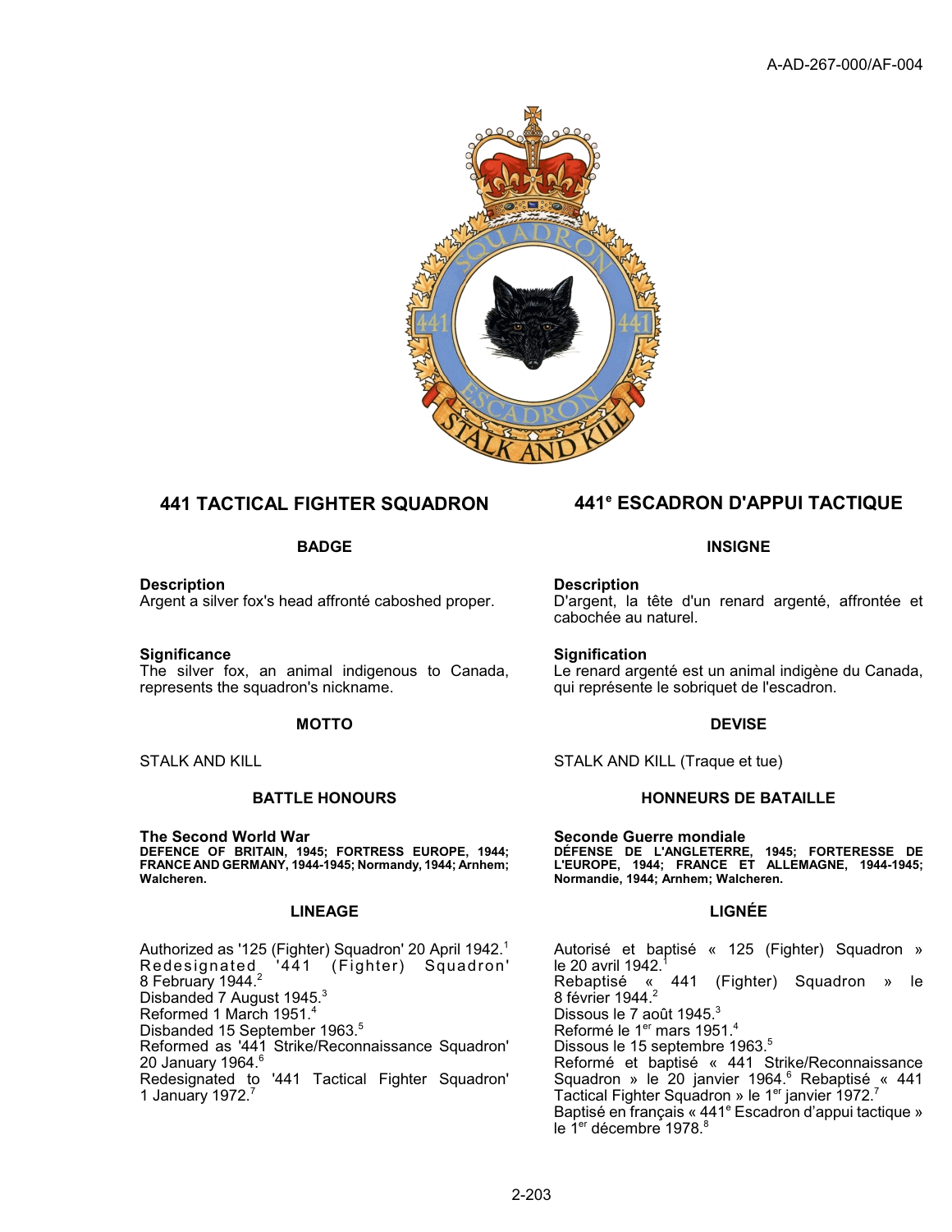## 441 TACTICAL FIGHTER SQUADRON

### BADGE

**Description**
Argent a silver fox's head affronté caboshed proper.

**Significance**
The silver fox, an animal indigenous to Canada, represents the squadron's nickname.

### MOTTO

STALK AND KILL

### BATTLE HONOURS

**The Second World War**
**DEFENCE OF BRITAIN, 1945; FORTRESS EUROPE, 1944; FRANCE AND GERMANY, 1944-1945; Normandy, 1944; Arnhem; Walcheren.**

### LINEAGE

Authorized as '125 (Fighter) Squadron' 20 April 1942.[1]
Redesignated '441 (Fighter) Squadron' 8 February 1944.[2]
Disbanded 7 August 1945.[3]
Reformed 1 March 1951.[4]
Disbanded 15 September 1963.[5]
Reformed as '441 Strike/Reconnaissance Squadron' 20 January 1964.[6]
Redesignated to '441 Tactical Fighter Squadron' 1 January 1972.[7]

## 441e ESCADRON D'APPUI TACTIQUE

### INSIGNE

**Description**
D'argent, la tête d'un renard argenté, affrontée et cabochée au naturel.

**Signification**
Le renard argenté est un animal indigène du Canada, qui représente le sobriquet de l'escadron.

### DEVISE

STALK AND KILL (Traque et tue)

### HONNEURS DE BATAILLE

**Seconde Guerre mondiale**
**DÉFENSE DE L'ANGLETERRE, 1945; FORTERESSE DE L'EUROPE, 1944; FRANCE ET ALLEMAGNE, 1944-1945; Normandie, 1944; Arnhem; Walcheren.**

### LIGNÉE

Autorisé et baptisé « 125 (Fighter) Squadron » le 20 avril 1942.[1]
Rebaptisé « 441 (Fighter) Squadron » le 8 février 1944.[2]
Dissous le 7 août 1945.[3]
Reformé le 1er mars 1951.[4]
Dissous le 15 septembre 1963.[5]
Reformé et baptisé « 441 Strike/Reconnaissance Squadron » le 20 janvier 1964.[6] Rebaptisé « 441 Tactical Fighter Squadron » le 1er janvier 1972.[7]
Baptisé en français « 441e Escadron d'appui tactique » le 1er décembre 1978.[8]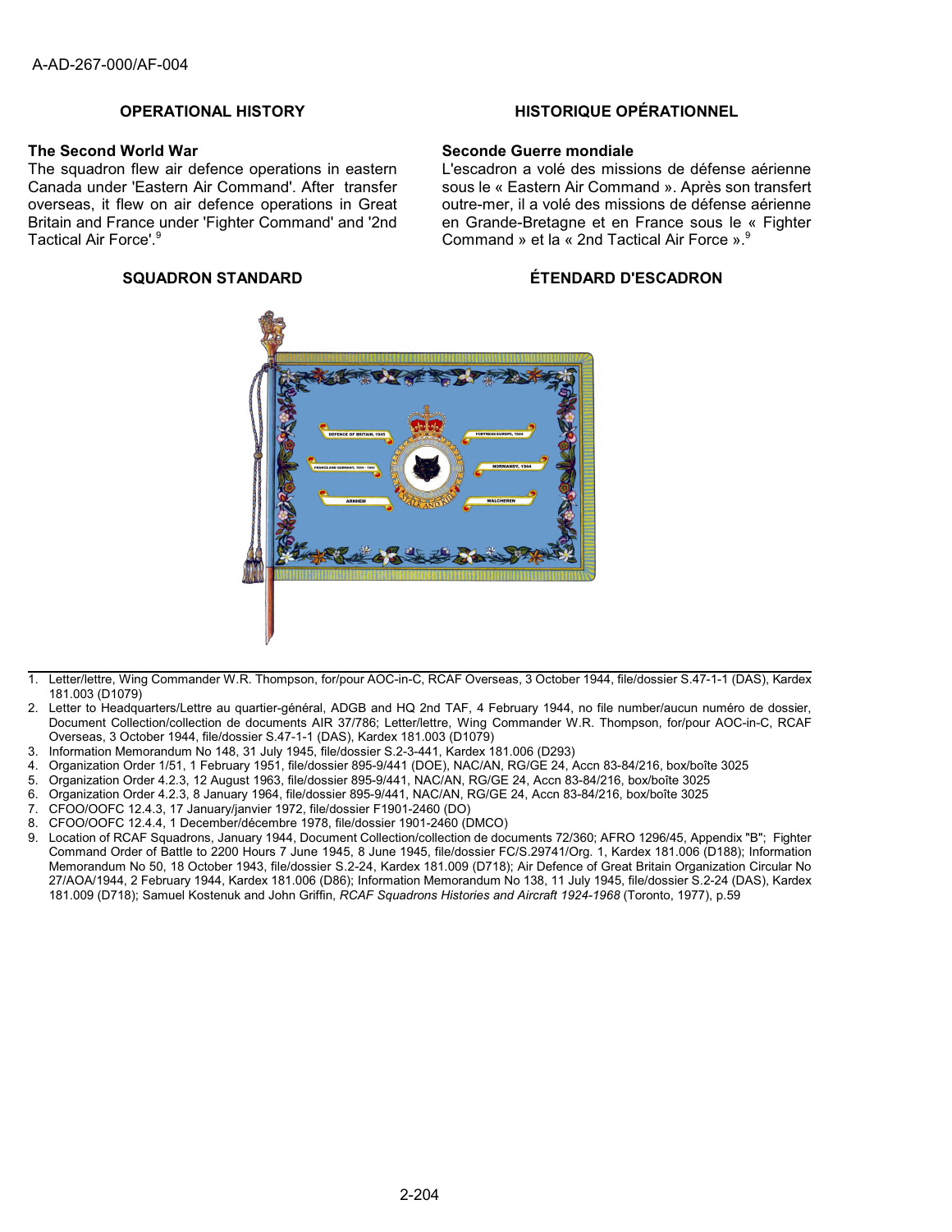## OPERATIONAL HISTORY

### The Second World War

The squadron flew air defence operations in eastern Canada under 'Eastern Air Command'. After transfer overseas, it flew on air defence operations in Great Britain and France under 'Fighter Command' and '2nd Tactical Air Force'.[9]

## HISTORIQUE OPÉRATIONNEL

### Seconde Guerre mondiale

L'escadron a volé des missions de défense aérienne sous le « Eastern Air Command ». Après son transfert outre-mer, il a volé des missions de défense aérienne en Grande-Bretagne et en France sous le « Fighter Command » et la « 2nd Tactical Air Force ».[9]

## SQUADRON STANDARD

## ÉTENDARD D'ESCADRON

DEFENCE OF BRITAIN, 1945

FORTRESS EUROPE, 1944

FRANCE AND GERMANY, 1944 - 1945

NORMANDY, 1944

ARNHEM

WALCHEREN

STALK AND KILL

---

1. Letter/lettre, Wing Commander W.R. Thompson, for/pour AOC-in-C, RCAF Overseas, 3 October 1944, file/dossier S.47-1-1 (DAS), Kardex 181.003 (D1079)
2. Letter to Headquarters/Lettre au quartier-général, ADGB and HQ 2nd TAF, 4 February 1944, no file number/aucun numéro de dossier, Document Collection/collection de documents AIR 37/786; Letter/lettre, Wing Commander W.R. Thompson, for/pour AOC-in-C, RCAF Overseas, 3 October 1944, file/dossier S.47-1-1 (DAS), Kardex 181.003 (D1079)
3. Information Memorandum No 148, 31 July 1945, file/dossier S.2-3-441, Kardex 181.006 (D293)
4. Organization Order 1/51, 1 February 1951, file/dossier 895-9/441 (DOE), NAC/AN, RG/GE 24, Accn 83-84/216, box/boîte 3025
5. Organization Order 4.2.3, 12 August 1963, file/dossier 895-9/441, NAC/AN, RG/GE 24, Accn 83-84/216, box/boîte 3025
6. Organization Order 4.2.3, 8 January 1964, file/dossier 895-9/441, NAC/AN, RG/GE 24, Accn 83-84/216, box/boîte 3025
7. CFOO/OOFC 12.4.3, 17 January/janvier 1972, file/dossier F1901-2460 (DO)
8. CFOO/OOFC 12.4.4, 1 December/décembre 1978, file/dossier 1901-2460 (DMCO)
9. Location of RCAF Squadrons, January 1944, Document Collection/collection de documents 72/360; AFRO 1296/45, Appendix "B"; Fighter Command Order of Battle to 2200 Hours 7 June 1945, 8 June 1945, file/dossier FC/S.29741/Org. 1, Kardex 181.006 (D188); Information Memorandum No 50, 18 October 1943, file/dossier S.2-24, Kardex 181.009 (D718); Air Defence of Great Britain Organization Circular No 27/AOA/1944, 2 February 1944, Kardex 181.006 (D86); Information Memorandum No 138, 11 July 1945, file/dossier S.2-24 (DAS), Kardex 181.009 (D718); Samuel Kostenuk and John Griffin, *RCAF Squadrons Histories and Aircraft 1924-1968* (Toronto, 1977), p.59